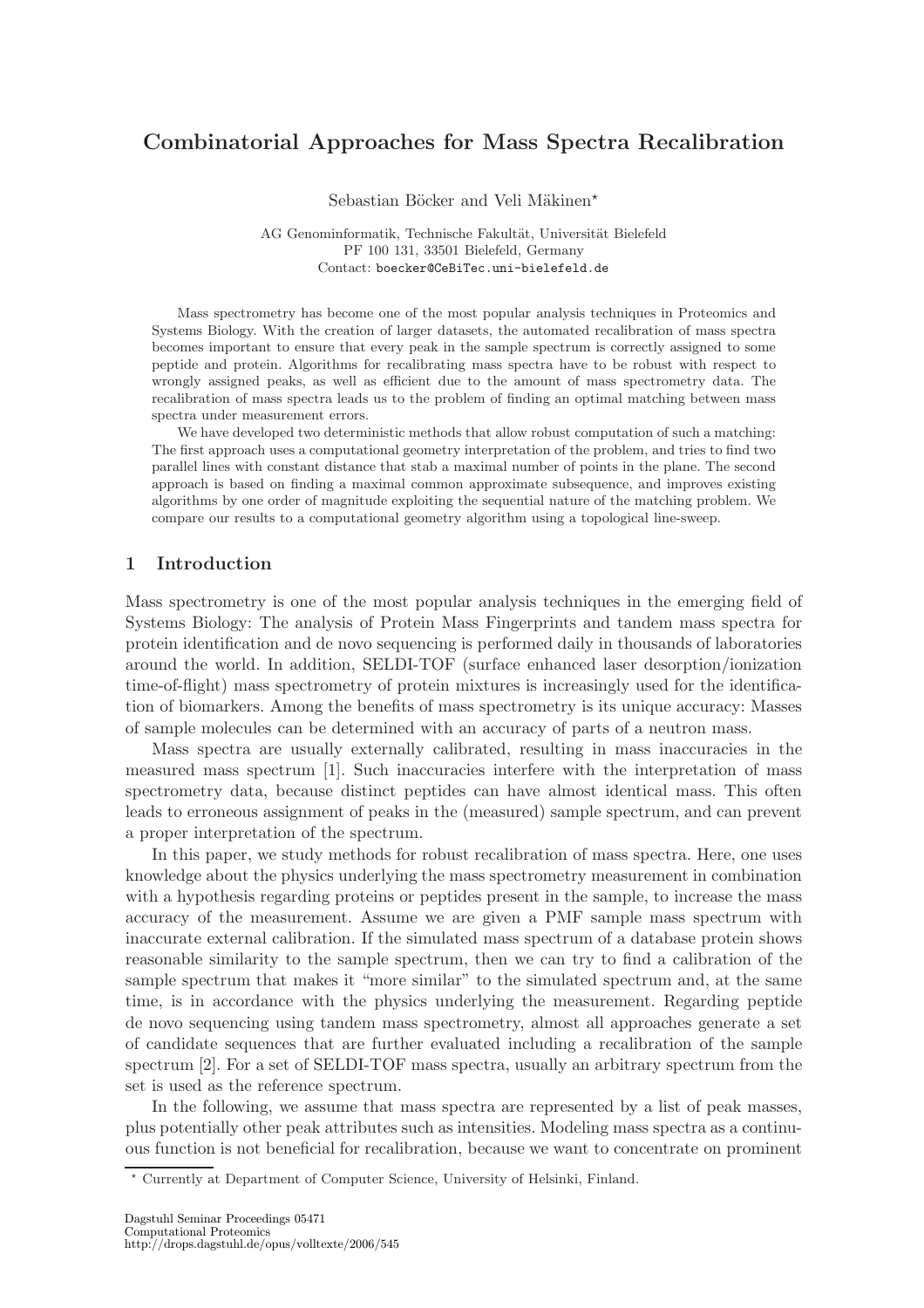# Combinatorial Approaches for Mass Spectra Recalibration

Sebastian Böcker and Veli Mäkinen*

AG Genominformatik, Technische Fakultät, Universität Bielefeld
PF 100 131, 33501 Bielefeld, Germany
Contact: boecker@CeBiTec.uni-bielefeld.de

Mass spectrometry has become one of the most popular analysis techniques in Proteomics and Systems Biology. With the creation of larger datasets, the automated recalibration of mass spectra becomes important to ensure that every peak in the sample spectrum is correctly assigned to some peptide and protein. Algorithms for recalibrating mass spectra have to be robust with respect to wrongly assigned peaks, as well as efficient due to the amount of mass spectrometry data. The recalibration of mass spectra leads us to the problem of finding an optimal matching between mass spectra under measurement errors.

We have developed two deterministic methods that allow robust computation of such a matching: The first approach uses a computational geometry interpretation of the problem, and tries to find two parallel lines with constant distance that stab a maximal number of points in the plane. The second approach is based on finding a maximal common approximate subsequence, and improves existing algorithms by one order of magnitude exploiting the sequential nature of the matching problem. We compare our results to a computational geometry algorithm using a topological line-sweep.

## 1 Introduction

Mass spectrometry is one of the most popular analysis techniques in the emerging field of Systems Biology: The analysis of Protein Mass Fingerprints and tandem mass spectra for protein identification and de novo sequencing is performed daily in thousands of laboratories around the world. In addition, SELDI-TOF (surface enhanced laser desorption/ionization time-of-flight) mass spectrometry of protein mixtures is increasingly used for the identification of biomarkers. Among the benefits of mass spectrometry is its unique accuracy: Masses of sample molecules can be determined with an accuracy of parts of a neutron mass.

Mass spectra are usually externally calibrated, resulting in mass inaccuracies in the measured mass spectrum [1]. Such inaccuracies interfere with the interpretation of mass spectrometry data, because distinct peptides can have almost identical mass. This often leads to erroneous assignment of peaks in the (measured) sample spectrum, and can prevent a proper interpretation of the spectrum.

In this paper, we study methods for robust recalibration of mass spectra. Here, one uses knowledge about the physics underlying the mass spectrometry measurement in combination with a hypothesis regarding proteins or peptides present in the sample, to increase the mass accuracy of the measurement. Assume we are given a PMF sample mass spectrum with inaccurate external calibration. If the simulated mass spectrum of a database protein shows reasonable similarity to the sample spectrum, then we can try to find a calibration of the sample spectrum that makes it "more similar" to the simulated spectrum and, at the same time, is in accordance with the physics underlying the measurement. Regarding peptide de novo sequencing using tandem mass spectrometry, almost all approaches generate a set of candidate sequences that are further evaluated including a recalibration of the sample spectrum [2]. For a set of SELDI-TOF mass spectra, usually an arbitrary spectrum from the set is used as the reference spectrum.

In the following, we assume that mass spectra are represented by a list of peak masses, plus potentially other peak attributes such as intensities. Modeling mass spectra as a continuous function is not beneficial for recalibration, because we want to concentrate on prominent

* Currently at Department of Computer Science, University of Helsinki, Finland.

Dagstuhl Seminar Proceedings 05471
Computational Proteomics
http://drops.dagstuhl.de/opus/volltexte/2006/545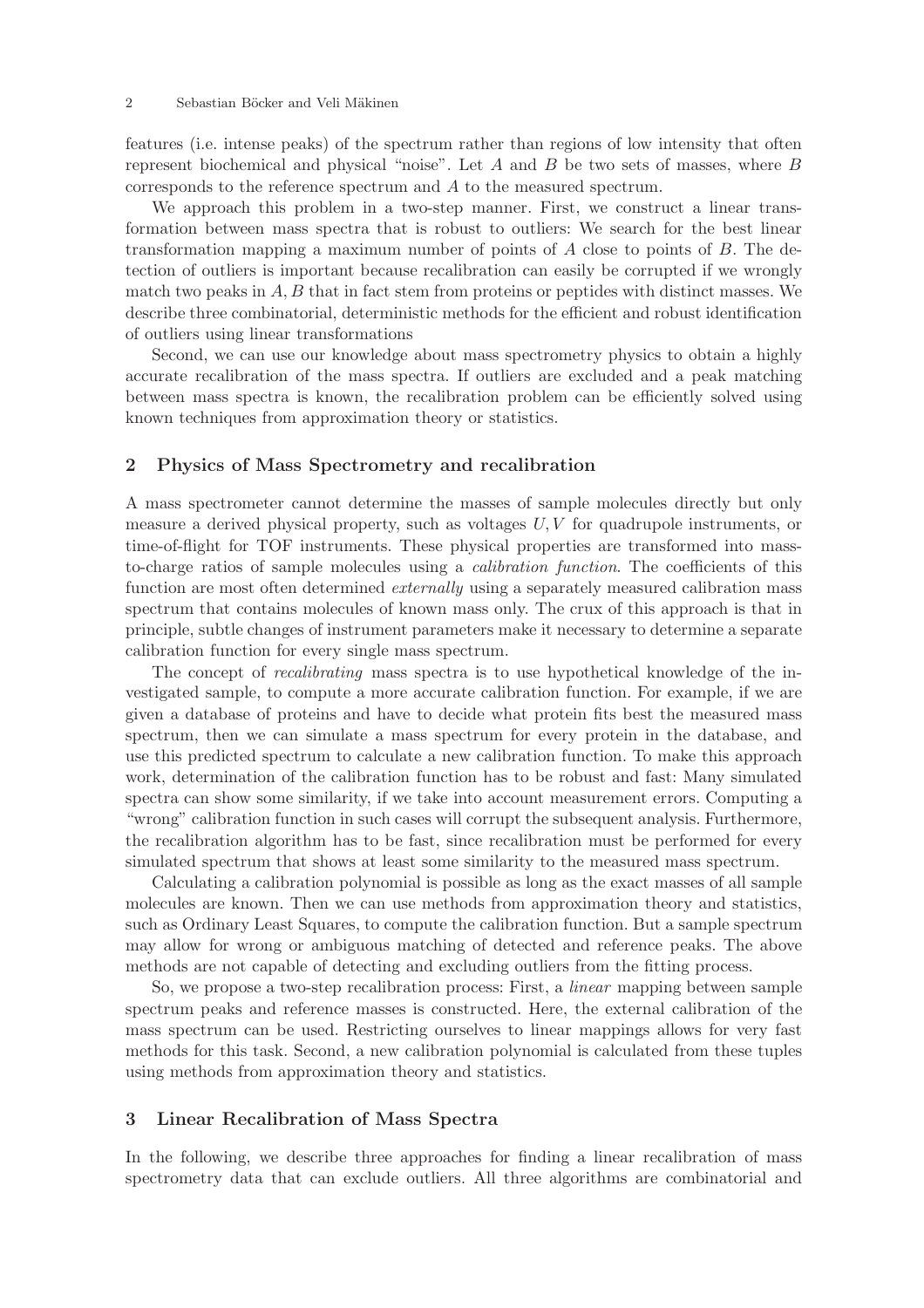features (i.e. intense peaks) of the spectrum rather than regions of low intensity that often represent biochemical and physical "noise". Let $A$ and $B$ be two sets of masses, where $B$ corresponds to the reference spectrum and $A$ to the measured spectrum.

We approach this problem in a two-step manner. First, we construct a linear transformation between mass spectra that is robust to outliers: We search for the best linear transformation mapping a maximum number of points of $A$ close to points of $B$. The detection of outliers is important because recalibration can easily be corrupted if we wrongly match two peaks in $A, B$ that in fact stem from proteins or peptides with distinct masses. We describe three combinatorial, deterministic methods for the efficient and robust identification of outliers using linear transformations

Second, we can use our knowledge about mass spectrometry physics to obtain a highly accurate recalibration of the mass spectra. If outliers are excluded and a peak matching between mass spectra is known, the recalibration problem can be efficiently solved using known techniques from approximation theory or statistics.

## 2 Physics of Mass Spectrometry and recalibration

A mass spectrometer cannot determine the masses of sample molecules directly but only measure a derived physical property, such as voltages $U, V$ for quadrupole instruments, or time-of-flight for TOF instruments. These physical properties are transformed into mass-to-charge ratios of sample molecules using a *calibration function*. The coefficients of this function are most often determined *externally* using a separately measured calibration mass spectrum that contains molecules of known mass only. The crux of this approach is that in principle, subtle changes of instrument parameters make it necessary to determine a separate calibration function for every single mass spectrum.

The concept of *recalibrating* mass spectra is to use hypothetical knowledge of the investigated sample, to compute a more accurate calibration function. For example, if we are given a database of proteins and have to decide what protein fits best the measured mass spectrum, then we can simulate a mass spectrum for every protein in the database, and use this predicted spectrum to calculate a new calibration function. To make this approach work, determination of the calibration function has to be robust and fast: Many simulated spectra can show some similarity, if we take into account measurement errors. Computing a "wrong" calibration function in such cases will corrupt the subsequent analysis. Furthermore, the recalibration algorithm has to be fast, since recalibration must be performed for every simulated spectrum that shows at least some similarity to the measured mass spectrum.

Calculating a calibration polynomial is possible as long as the exact masses of all sample molecules are known. Then we can use methods from approximation theory and statistics, such as Ordinary Least Squares, to compute the calibration function. But a sample spectrum may allow for wrong or ambiguous matching of detected and reference peaks. The above methods are not capable of detecting and excluding outliers from the fitting process.

So, we propose a two-step recalibration process: First, a *linear* mapping between sample spectrum peaks and reference masses is constructed. Here, the external calibration of the mass spectrum can be used. Restricting ourselves to linear mappings allows for very fast methods for this task. Second, a new calibration polynomial is calculated from these tuples using methods from approximation theory and statistics.

## 3 Linear Recalibration of Mass Spectra

In the following, we describe three approaches for finding a linear recalibration of mass spectrometry data that can exclude outliers. All three algorithms are combinatorial and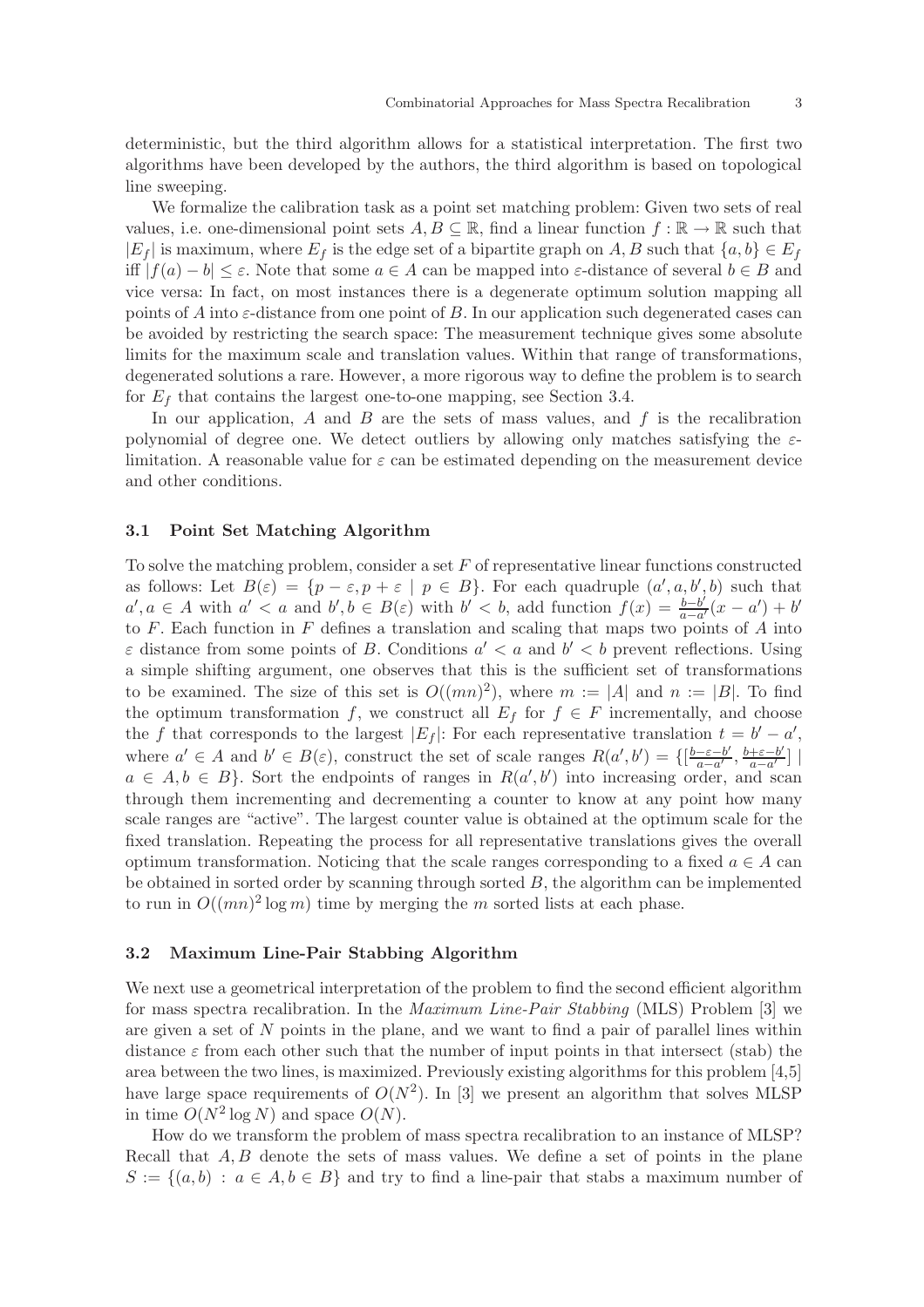deterministic, but the third algorithm allows for a statistical interpretation. The first two algorithms have been developed by the authors, the third algorithm is based on topological line sweeping.

We formalize the calibration task as a point set matching problem: Given two sets of real values, i.e. one-dimensional point sets $A, B \subseteq \mathbb{R}$, find a linear function $f : \mathbb{R} \to \mathbb{R}$ such that $|E_f|$ is maximum, where $E_f$ is the edge set of a bipartite graph on $A, B$ such that $\{a, b\} \in E_f$ iff $|f(a) - b| \leq \varepsilon$. Note that some $a \in A$ can be mapped into $\varepsilon$-distance of several $b \in B$ and vice versa: In fact, on most instances there is a degenerate optimum solution mapping all points of $A$ into $\varepsilon$-distance from one point of $B$. In our application such degenerated cases can be avoided by restricting the search space: The measurement technique gives some absolute limits for the maximum scale and translation values. Within that range of transformations, degenerated solutions a rare. However, a more rigorous way to define the problem is to search for $E_f$ that contains the largest one-to-one mapping, see Section 3.4.

In our application, $A$ and $B$ are the sets of mass values, and $f$ is the recalibration polynomial of degree one. We detect outliers by allowing only matches satisfying the $\varepsilon$-limitation. A reasonable value for $\varepsilon$ can be estimated depending on the measurement device and other conditions.

### 3.1 Point Set Matching Algorithm

To solve the matching problem, consider a set $F$ of representative linear functions constructed as follows: Let $B(\varepsilon) = \{p - \varepsilon, p + \varepsilon \mid p \in B\}$. For each quadruple $(a', a, b', b)$ such that $a', a \in A$ with $a' < a$ and $b', b \in B(\varepsilon)$ with $b' < b$, add function $f(x) = \frac{b-b'}{a-a'}(x - a') + b'$ to $F$. Each function in $F$ defines a translation and scaling that maps two points of $A$ into $\varepsilon$ distance from some points of $B$. Conditions $a' < a$ and $b' < b$ prevent reflections. Using a simple shifting argument, one observes that this is the sufficient set of transformations to be examined. The size of this set is $O((mn)^2)$, where $m := |A|$ and $n := |B|$. To find the optimum transformation $f$, we construct all $E_f$ for $f \in F$ incrementally, and choose the $f$ that corresponds to the largest $|E_f|$: For each representative translation $t = b' - a'$, where $a' \in A$ and $b' \in B(\varepsilon)$, construct the set of scale ranges $R(a', b') = \{[\frac{b-\varepsilon-b'}{a-a'}, \frac{b+\varepsilon-b'}{a-a'}] \mid a \in A, b \in B\}$. Sort the endpoints of ranges in $R(a', b')$ into increasing order, and scan through them incrementing and decrementing a counter to know at any point how many scale ranges are "active". The largest counter value is obtained at the optimum scale for the fixed translation. Repeating the process for all representative translations gives the overall optimum transformation. Noticing that the scale ranges corresponding to a fixed $a \in A$ can be obtained in sorted order by scanning through sorted $B$, the algorithm can be implemented to run in $O((mn)^2 \log m)$ time by merging the $m$ sorted lists at each phase.

### 3.2 Maximum Line-Pair Stabbing Algorithm

We next use a geometrical interpretation of the problem to find the second efficient algorithm for mass spectra recalibration. In the *Maximum Line-Pair Stabbing* (MLS) Problem [3] we are given a set of $N$ points in the plane, and we want to find a pair of parallel lines within distance $\varepsilon$ from each other such that the number of input points in that intersect (stab) the area between the two lines, is maximized. Previously existing algorithms for this problem [4,5] have large space requirements of $O(N^2)$. In [3] we present an algorithm that solves MLSP in time $O(N^2 \log N)$ and space $O(N)$.

How do we transform the problem of mass spectra recalibration to an instance of MLSP? Recall that $A, B$ denote the sets of mass values. We define a set of points in the plane $S := \{(a, b) : a \in A, b \in B\}$ and try to find a line-pair that stabs a maximum number of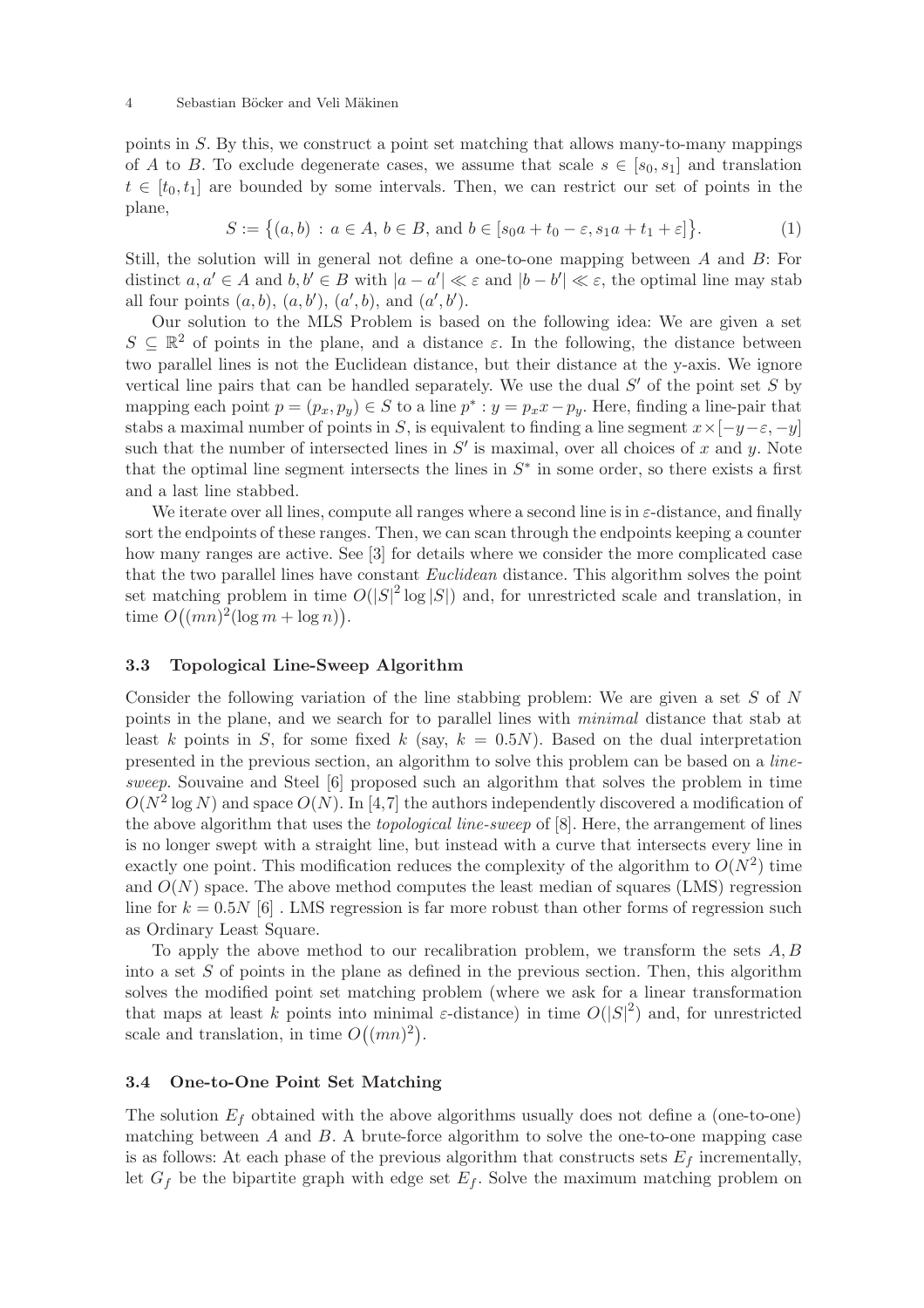points in $S$. By this, we construct a point set matching that allows many-to-many mappings of $A$ to $B$. To exclude degenerate cases, we assume that scale $s \in [s_0, s_1]$ and translation $t \in [t_0, t_1]$ are bounded by some intervals. Then, we can restrict our set of points in the plane,

$$S := \{(a, b) : a \in A, b \in B, \text{ and } b \in [s_0 a + t_0 - \varepsilon, s_1 a + t_1 + \varepsilon]\}. \quad (1)$$

Still, the solution will in general not define a one-to-one mapping between $A$ and $B$: For distinct $a, a' \in A$ and $b, b' \in B$ with $|a - a'| \ll \varepsilon$ and $|b - b'| \ll \varepsilon$, the optimal line may stab all four points $(a, b)$, $(a, b')$, $(a', b)$, and $(a', b')$.

Our solution to the MLS Problem is based on the following idea: We are given a set $S \subseteq \mathbb{R}^2$ of points in the plane, and a distance $\varepsilon$. In the following, the distance between two parallel lines is not the Euclidean distance, but their distance at the y-axis. We ignore vertical line pairs that can be handled separately. We use the dual $S'$ of the point set $S$ by mapping each point $p = (p_x, p_y) \in S$ to a line $p^* : y = p_x x - p_y$. Here, finding a line-pair that stabs a maximal number of points in $S$, is equivalent to finding a line segment $x \times [-y - \varepsilon, -y]$ such that the number of intersected lines in $S'$ is maximal, over all choices of $x$ and $y$. Note that the optimal line segment intersects the lines in $S^*$ in some order, so there exists a first and a last line stabbed.

We iterate over all lines, compute all ranges where a second line is in $\varepsilon$-distance, and finally sort the endpoints of these ranges. Then, we can scan through the endpoints keeping a counter how many ranges are active. See [3] for details where we consider the more complicated case that the two parallel lines have constant *Euclidean* distance. This algorithm solves the point set matching problem in time $O(|S|^2 \log |S|)$ and, for unrestricted scale and translation, in time $O((mn)^2(\log m + \log n))$.

### 3.3 Topological Line-Sweep Algorithm

Consider the following variation of the line stabbing problem: We are given a set $S$ of $N$ points in the plane, and we search for to parallel lines with *minimal* distance that stab at least $k$ points in $S$, for some fixed $k$ (say, $k = 0.5N$). Based on the dual interpretation presented in the previous section, an algorithm to solve this problem can be based on a *line-sweep*. Souvaine and Steel [6] proposed such an algorithm that solves the problem in time $O(N^2 \log N)$ and space $O(N)$. In [4,7] the authors independently discovered a modification of the above algorithm that uses the *topological line-sweep* of [8]. Here, the arrangement of lines is no longer swept with a straight line, but instead with a curve that intersects every line in exactly one point. This modification reduces the complexity of the algorithm to $O(N^2)$ time and $O(N)$ space. The above method computes the least median of squares (LMS) regression line for $k = 0.5N$ [6] . LMS regression is far more robust than other forms of regression such as Ordinary Least Square.

To apply the above method to our recalibration problem, we transform the sets $A, B$ into a set $S$ of points in the plane as defined in the previous section. Then, this algorithm solves the modified point set matching problem (where we ask for a linear transformation that maps at least $k$ points into minimal $\varepsilon$-distance) in time $O(|S|^2)$ and, for unrestricted scale and translation, in time $O((mn)^2)$.

### 3.4 One-to-One Point Set Matching

The solution $E_f$ obtained with the above algorithms usually does not define a (one-to-one) matching between $A$ and $B$. A brute-force algorithm to solve the one-to-one mapping case is as follows: At each phase of the previous algorithm that constructs sets $E_f$ incrementally, let $G_f$ be the bipartite graph with edge set $E_f$. Solve the maximum matching problem on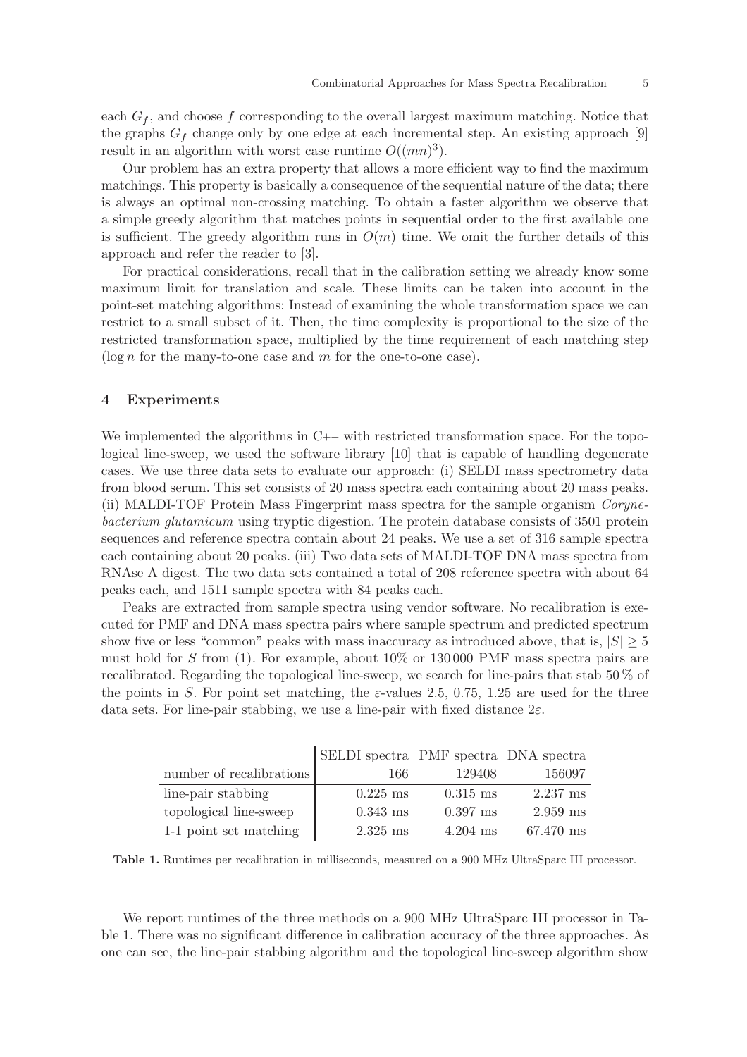each $G_f$, and choose $f$ corresponding to the overall largest maximum matching. Notice that the graphs $G_f$ change only by one edge at each incremental step. An existing approach [9] result in an algorithm with worst case runtime $O((mn)^3)$.

Our problem has an extra property that allows a more efficient way to find the maximum matchings. This property is basically a consequence of the sequential nature of the data; there is always an optimal non-crossing matching. To obtain a faster algorithm we observe that a simple greedy algorithm that matches points in sequential order to the first available one is sufficient. The greedy algorithm runs in $O(m)$ time. We omit the further details of this approach and refer the reader to [3].

For practical considerations, recall that in the calibration setting we already know some maximum limit for translation and scale. These limits can be taken into account in the point-set matching algorithms: Instead of examining the whole transformation space we can restrict to a small subset of it. Then, the time complexity is proportional to the size of the restricted transformation space, multiplied by the time requirement of each matching step ($\log n$ for the many-to-one case and $m$ for the one-to-one case).

## 4 Experiments

We implemented the algorithms in C++ with restricted transformation space. For the topological line-sweep, we used the software library [10] that is capable of handling degenerate cases. We use three data sets to evaluate our approach: (i) SELDI mass spectrometry data from blood serum. This set consists of 20 mass spectra each containing about 20 mass peaks. (ii) MALDI-TOF Protein Mass Fingerprint mass spectra for the sample organism *Corynebacterium glutamicum* using tryptic digestion. The protein database consists of 3501 protein sequences and reference spectra contain about 24 peaks. We use a set of 316 sample spectra each containing about 20 peaks. (iii) Two data sets of MALDI-TOF DNA mass spectra from RNAse A digest. The two data sets contained a total of 208 reference spectra with about 64 peaks each, and 1511 sample spectra with 84 peaks each.

Peaks are extracted from sample spectra using vendor software. No recalibration is executed for PMF and DNA mass spectra pairs where sample spectrum and predicted spectrum show five or less "common" peaks with mass inaccuracy as introduced above, that is, $|S| \geq 5$ must hold for $S$ from (1). For example, about 10% or 130 000 PMF mass spectra pairs are recalibrated. Regarding the topological line-sweep, we search for line-pairs that stab 50 % of the points in $S$. For point set matching, the $\varepsilon$-values 2.5, 0.75, 1.25 are used for the three data sets. For line-pair stabbing, we use a line-pair with fixed distance $2\varepsilon$.

| | SELDI spectra | PMF spectra | DNA spectra |
|---|---|---|---|
| number of recalibrations | 166 | 129408 | 156097 |
| line-pair stabbing | 0.225 ms | 0.315 ms | 2.237 ms |
| topological line-sweep | 0.343 ms | 0.397 ms | 2.959 ms |
| 1-1 point set matching | 2.325 ms | 4.204 ms | 67.470 ms |

**Table 1.** Runtimes per recalibration in milliseconds, measured on a 900 MHz UltraSparc III processor.

We report runtimes of the three methods on a 900 MHz UltraSparc III processor in Table 1. There was no significant difference in calibration accuracy of the three approaches. As one can see, the line-pair stabbing algorithm and the topological line-sweep algorithm show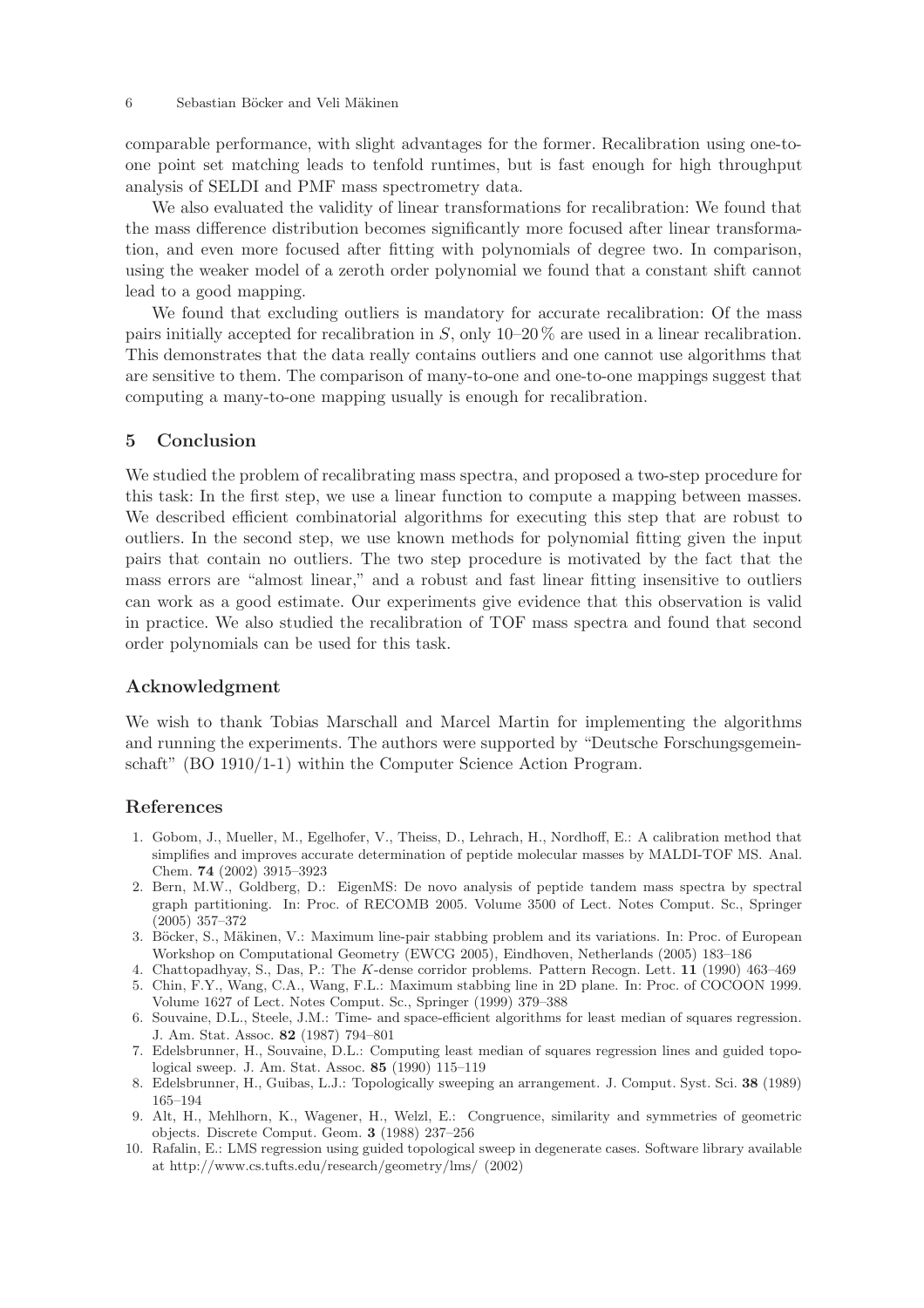comparable performance, with slight advantages for the former. Recalibration using one-to-one point set matching leads to tenfold runtimes, but is fast enough for high throughput analysis of SELDI and PMF mass spectrometry data.

We also evaluated the validity of linear transformations for recalibration: We found that the mass difference distribution becomes significantly more focused after linear transformation, and even more focused after fitting with polynomials of degree two. In comparison, using the weaker model of a zeroth order polynomial we found that a constant shift cannot lead to a good mapping.

We found that excluding outliers is mandatory for accurate recalibration: Of the mass pairs initially accepted for recalibration in $S$, only 10–20 % are used in a linear recalibration. This demonstrates that the data really contains outliers and one cannot use algorithms that are sensitive to them. The comparison of many-to-one and one-to-one mappings suggest that computing a many-to-one mapping usually is enough for recalibration.

## 5 Conclusion

We studied the problem of recalibrating mass spectra, and proposed a two-step procedure for this task: In the first step, we use a linear function to compute a mapping between masses. We described efficient combinatorial algorithms for executing this step that are robust to outliers. In the second step, we use known methods for polynomial fitting given the input pairs that contain no outliers. The two step procedure is motivated by the fact that the mass errors are "almost linear," and a robust and fast linear fitting insensitive to outliers can work as a good estimate. Our experiments give evidence that this observation is valid in practice. We also studied the recalibration of TOF mass spectra and found that second order polynomials can be used for this task.

## Acknowledgment

We wish to thank Tobias Marschall and Marcel Martin for implementing the algorithms and running the experiments. The authors were supported by "Deutsche Forschungsgemeinschaft" (BO 1910/1-1) within the Computer Science Action Program.

## References

1. Gobom, J., Mueller, M., Egelhofer, V., Theiss, D., Lehrach, H., Nordhoff, E.: A calibration method that simplifies and improves accurate determination of peptide molecular masses by MALDI-TOF MS. Anal. Chem. **74** (2002) 3915–3923
2. Bern, M.W., Goldberg, D.: EigenMS: De novo analysis of peptide tandem mass spectra by spectral graph partitioning. In: Proc. of RECOMB 2005. Volume 3500 of Lect. Notes Comput. Sc., Springer (2005) 357–372
3. Böcker, S., Mäkinen, V.: Maximum line-pair stabbing problem and its variations. In: Proc. of European Workshop on Computational Geometry (EWCG 2005), Eindhoven, Netherlands (2005) 183–186
4. Chattopadhyay, S., Das, P.: The $K$-dense corridor problems. Pattern Recogn. Lett. **11** (1990) 463–469
5. Chin, F.Y., Wang, C.A., Wang, F.L.: Maximum stabbing line in 2D plane. In: Proc. of COCOON 1999. Volume 1627 of Lect. Notes Comput. Sc., Springer (1999) 379–388
6. Souvaine, D.L., Steele, J.M.: Time- and space-efficient algorithms for least median of squares regression. J. Am. Stat. Assoc. **82** (1987) 794–801
7. Edelsbrunner, H., Souvaine, D.L.: Computing least median of squares regression lines and guided topological sweep. J. Am. Stat. Assoc. **85** (1990) 115–119
8. Edelsbrunner, H., Guibas, L.J.: Topologically sweeping an arrangement. J. Comput. Syst. Sci. **38** (1989) 165–194
9. Alt, H., Mehlhorn, K., Wagener, H., Welzl, E.: Congruence, similarity and symmetries of geometric objects. Discrete Comput. Geom. **3** (1988) 237–256
10. Rafalin, E.: LMS regression using guided topological sweep in degenerate cases. Software library available at http://www.cs.tufts.edu/research/geometry/lms/ (2002)